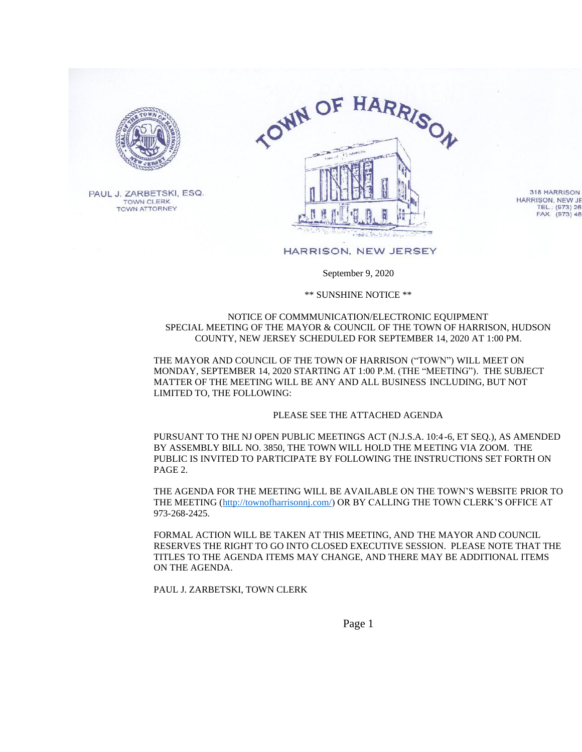# TOWN OF HARRISON

PAUL J. ZARBETSKI, ESQ.
TOWN CLERK
TOWN ATTORNEY

318 HARRISON
HARRISON, NEW JE
TEL.: (973) 26
FAX: (973) 48

HARRISON, NEW JERSEY

September 9, 2020

\*\* SUNSHINE NOTICE \*\*

NOTICE OF COMMMUNICATION/ELECTRONIC EQUIPMENT
SPECIAL MEETING OF THE MAYOR & COUNCIL OF THE TOWN OF HARRISON, HUDSON COUNTY, NEW JERSEY SCHEDULED FOR SEPTEMBER 14, 2020 AT 1:00 PM.

THE MAYOR AND COUNCIL OF THE TOWN OF HARRISON ("TOWN") WILL MEET ON MONDAY, SEPTEMBER 14, 2020 STARTING AT 1:00 P.M. (THE "MEETING"). THE SUBJECT MATTER OF THE MEETING WILL BE ANY AND ALL BUSINESS INCLUDING, BUT NOT LIMITED TO, THE FOLLOWING:

PLEASE SEE THE ATTACHED AGENDA

PURSUANT TO THE NJ OPEN PUBLIC MEETINGS ACT (N.J.S.A. 10:4-6, ET SEQ.), AS AMENDED BY ASSEMBLY BILL NO. 3850, THE TOWN WILL HOLD THE MEETING VIA ZOOM. THE PUBLIC IS INVITED TO PARTICIPATE BY FOLLOWING THE INSTRUCTIONS SET FORTH ON PAGE 2.

THE AGENDA FOR THE MEETING WILL BE AVAILABLE ON THE TOWN'S WEBSITE PRIOR TO THE MEETING (http://townofharrisonnj.com/) OR BY CALLING THE TOWN CLERK'S OFFICE AT 973-268-2425.

FORMAL ACTION WILL BE TAKEN AT THIS MEETING, AND THE MAYOR AND COUNCIL RESERVES THE RIGHT TO GO INTO CLOSED EXECUTIVE SESSION. PLEASE NOTE THAT THE TITLES TO THE AGENDA ITEMS MAY CHANGE, AND THERE MAY BE ADDITIONAL ITEMS ON THE AGENDA.

PAUL J. ZARBETSKI, TOWN CLERK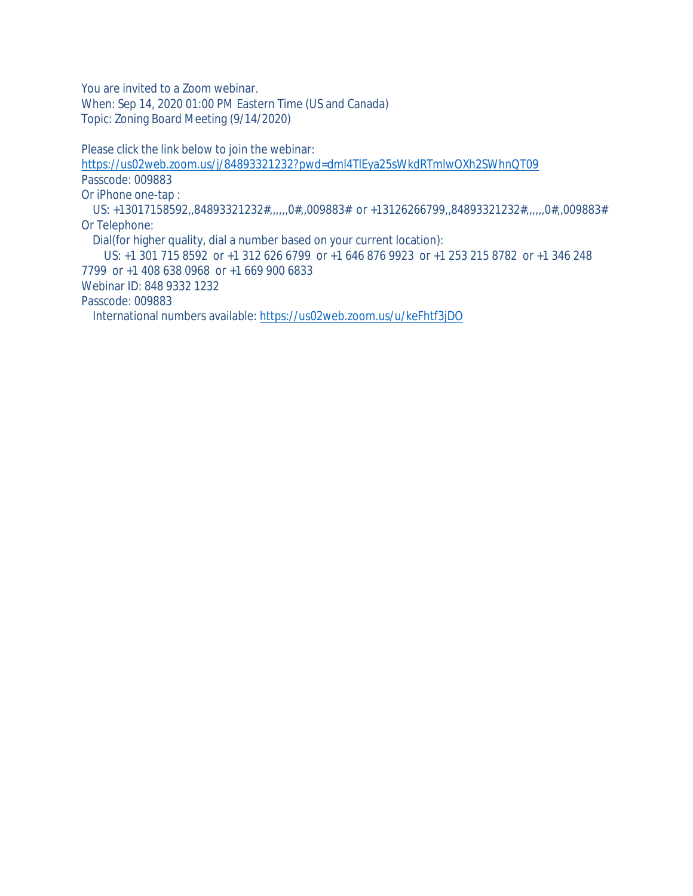You are invited to a Zoom webinar.
When: Sep 14, 2020 01:00 PM Eastern Time (US and Canada)
Topic: Zoning Board Meeting (9/14/2020)

Please click the link below to join the webinar:
https://us02web.zoom.us/j/84893321232?pwd=dmI4TlEya25sWkdRTmlwOXh2SWhnQT09
Passcode: 009883
Or iPhone one-tap :
US: +13017158592,,84893321232#,,,,,,0#,,009883# or +13126266799,,84893321232#,,,,,,0#,,009883#
Or Telephone:
Dial(for higher quality, dial a number based on your current location):
US: +1 301 715 8592 or +1 312 626 6799 or +1 646 876 9923 or +1 253 215 8782 or +1 346 248 7799 or +1 408 638 0968 or +1 669 900 6833
Webinar ID: 848 9332 1232
Passcode: 009883
International numbers available: https://us02web.zoom.us/u/keFhtf3jDO